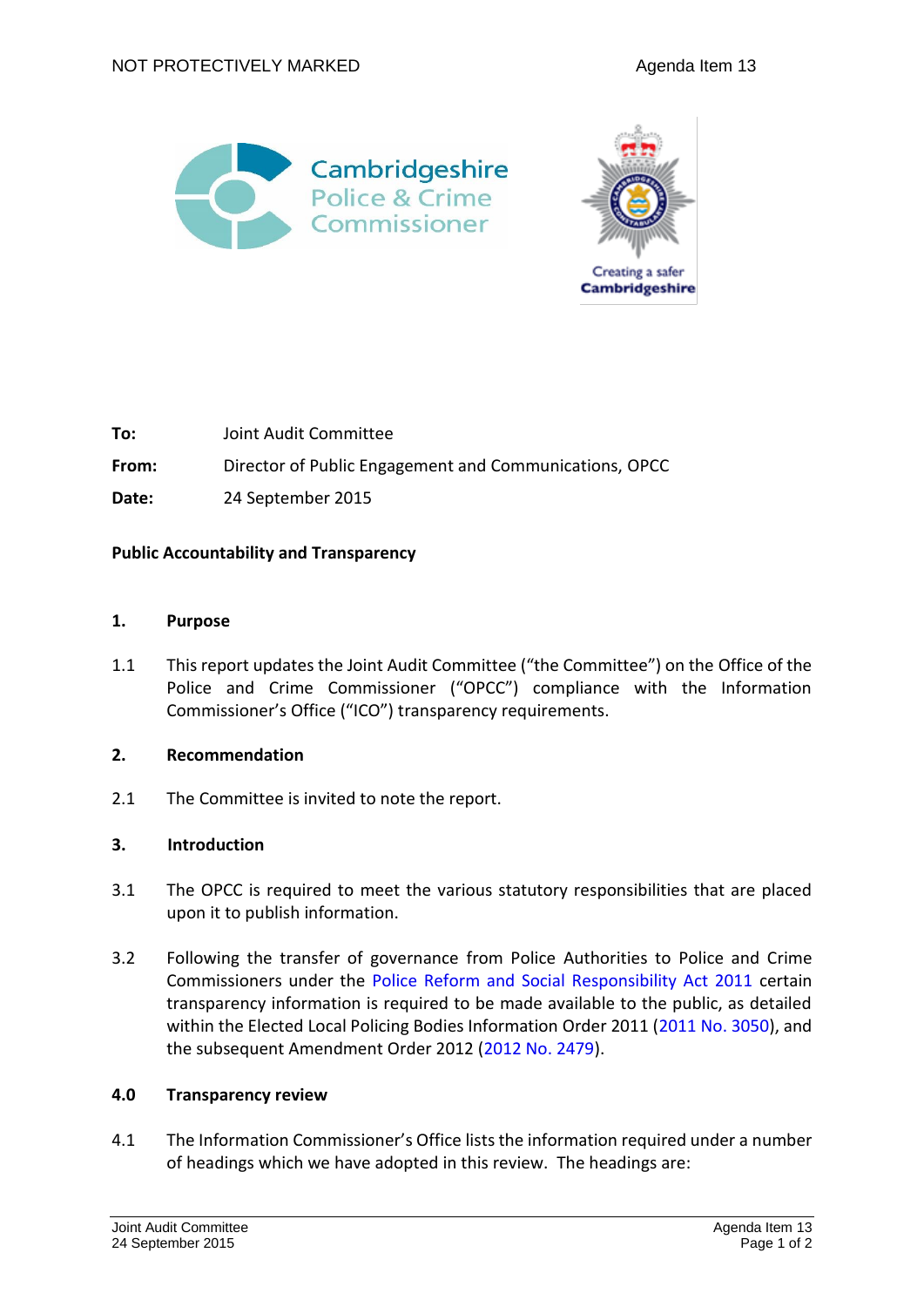NOT PROTECTIVELY MARKED

Agenda Item 13

Cambridgeshire Police & Crime Commissioner

Creating a safer Cambridgeshire

**To:** Joint Audit Committee

**From:** Director of Public Engagement and Communications, OPCC

**Date:** 24 September 2015

**Public Accountability and Transparency**

## 1. Purpose

1.1 This report updates the Joint Audit Committee ("the Committee") on the Office of the Police and Crime Commissioner ("OPCC") compliance with the Information Commissioner's Office ("ICO") transparency requirements.

## 2. Recommendation

2.1 The Committee is invited to note the report.

## 3. Introduction

3.1 The OPCC is required to meet the various statutory responsibilities that are placed upon it to publish information.

3.2 Following the transfer of governance from Police Authorities to Police and Crime Commissioners under the Police Reform and Social Responsibility Act 2011 certain transparency information is required to be made available to the public, as detailed within the Elected Local Policing Bodies Information Order 2011 (2011 No. 3050), and the subsequent Amendment Order 2012 (2012 No. 2479).

## 4.0 Transparency review

4.1 The Information Commissioner's Office lists the information required under a number of headings which we have adopted in this review. The headings are: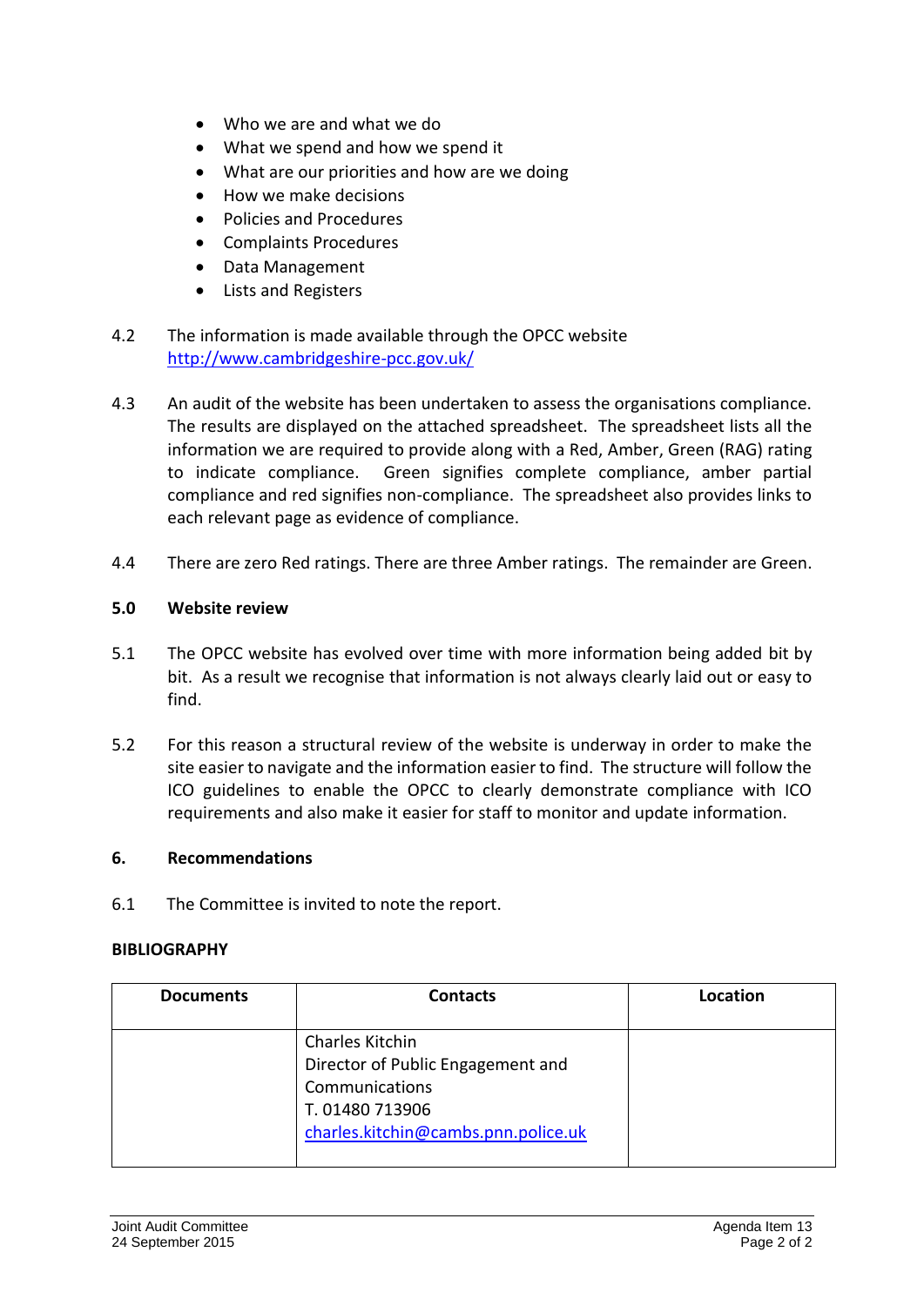- Who we are and what we do
- What we spend and how we spend it
- What are our priorities and how are we doing
- How we make decisions
- Policies and Procedures
- Complaints Procedures
- Data Management
- Lists and Registers

4.2 The information is made available through the OPCC website http://www.cambridgeshire-pcc.gov.uk/

4.3 An audit of the website has been undertaken to assess the organisations compliance. The results are displayed on the attached spreadsheet. The spreadsheet lists all the information we are required to provide along with a Red, Amber, Green (RAG) rating to indicate compliance. Green signifies complete compliance, amber partial compliance and red signifies non-compliance. The spreadsheet also provides links to each relevant page as evidence of compliance.

4.4 There are zero Red ratings. There are three Amber ratings. The remainder are Green.

## 5.0 Website review

5.1 The OPCC website has evolved over time with more information being added bit by bit. As a result we recognise that information is not always clearly laid out or easy to find.

5.2 For this reason a structural review of the website is underway in order to make the site easier to navigate and the information easier to find. The structure will follow the ICO guidelines to enable the OPCC to clearly demonstrate compliance with ICO requirements and also make it easier for staff to monitor and update information.

## 6. Recommendations

6.1 The Committee is invited to note the report.

## BIBLIOGRAPHY

| Documents | Contacts | Location |
|---|---|---|
| | Charles Kitchin<br>Director of Public Engagement and Communications<br>T. 01480 713906<br>charles.kitchin@cambs.pnn.police.uk | |